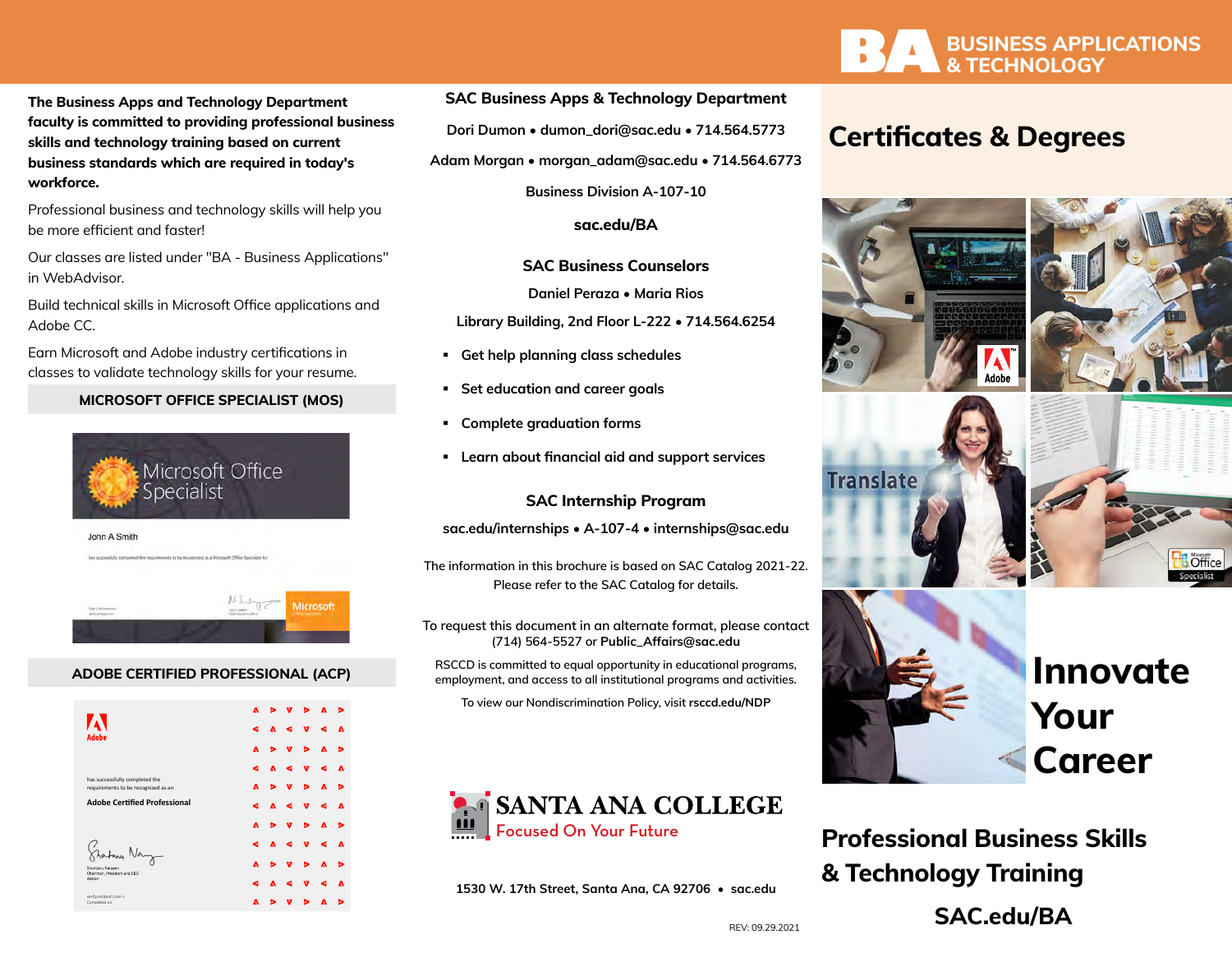# BA BUSINESS APPLICATIONS & TECHNOLOGY

**The Business Apps and Technology Department faculty is committed to providing professional business skills and technology training based on current business standards which are required in today's workforce.**

Professional business and technology skills will help you be more efficient and faster!

Our classes are listed under "BA - Business Applications" in WebAdvisor.

Build technical skills in Microsoft Office applications and Adobe CC.

Earn Microsoft and Adobe industry certifications in classes to validate technology skills for your resume.

### MICROSOFT OFFICE SPECIALIST (MOS)

### ADOBE CERTIFIED PROFESSIONAL (ACP)

### SAC Business Apps & Technology Department

Dori Dumon • dumon_dori@sac.edu • 714.564.5773

Adam Morgan • morgan_adam@sac.edu • 714.564.6773

Business Division A-107-10

**sac.edu/BA**

### SAC Business Counselors

Daniel Peraza • Maria Rios

Library Building, 2nd Floor L-222 • 714.564.6254

- Get help planning class schedules
- Set education and career goals
- Complete graduation forms
- Learn about financial aid and support services

### SAC Internship Program

sac.edu/internships • A-107-4 • internships@sac.edu

The information in this brochure is based on SAC Catalog 2021-22. Please refer to the SAC Catalog for details.

To request this document in an alternate format, please contact (714) 564-5527 or **Public_Affairs@sac.edu**

RSCCD is committed to equal opportunity in educational programs, employment, and access to all institutional programs and activities.

To view our Nondiscrimination Policy, visit **rsccd.edu/NDP**

**SANTA ANA COLLEGE**
Focused On Your Future

1530 W. 17th Street, Santa Ana, CA 92706 • sac.edu

REV: 09.29.2021

# Certificates & Degrees

# Innovate Your Career

## Professional Business Skills & Technology Training

**SAC.edu/BA**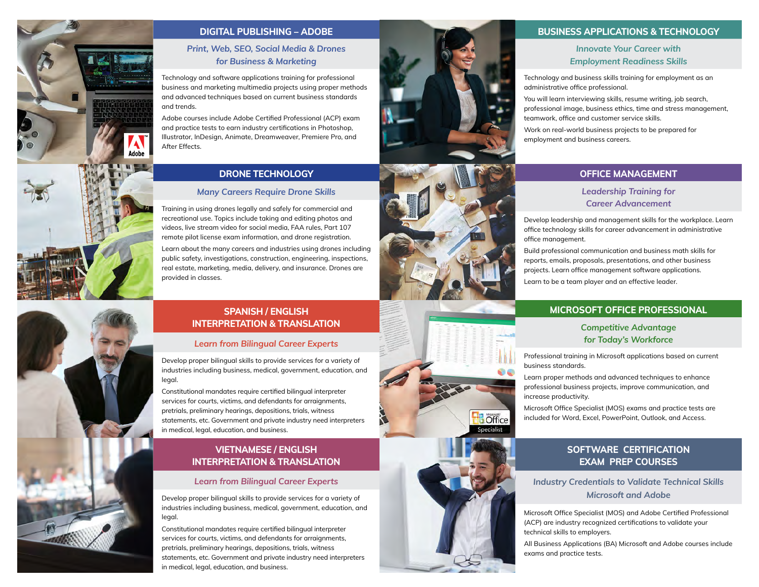## DIGITAL PUBLISHING – ADOBE

*Print, Web, SEO, Social Media & Drones for Business & Marketing*

Technology and software applications training for professional business and marketing multimedia projects using proper methods and advanced techniques based on current business standards and trends.

Adobe courses include Adobe Certified Professional (ACP) exam and practice tests to earn industry certifications in Photoshop, Illustrator, InDesign, Animate, Dreamweaver, Premiere Pro, and After Effects.

## DRONE TECHNOLOGY

*Many Careers Require Drone Skills*

Training in using drones legally and safely for commercial and recreational use. Topics include taking and editing photos and videos, live stream video for social media, FAA rules, Part 107 remote pilot license exam information, and drone registration.

Learn about the many careers and industries using drones including public safety, investigations, construction, engineering, inspections, real estate, marketing, media, delivery, and insurance. Drones are provided in classes.

## SPANISH / ENGLISH INTERPRETATION & TRANSLATION

*Learn from Bilingual Career Experts*

Develop proper bilingual skills to provide services for a variety of industries including business, medical, government, education, and legal.

Constitutional mandates require certified bilingual interpreter services for courts, victims, and defendants for arraignments, pretrials, preliminary hearings, depositions, trials, witness statements, etc. Government and private industry need interpreters in medical, legal, education, and business.

## VIETNAMESE / ENGLISH INTERPRETATION & TRANSLATION

*Learn from Bilingual Career Experts*

Develop proper bilingual skills to provide services for a variety of industries including business, medical, government, education, and legal.

Constitutional mandates require certified bilingual interpreter services for courts, victims, and defendants for arraignments, pretrials, preliminary hearings, depositions, trials, witness statements, etc. Government and private industry need interpreters in medical, legal, education, and business.

## BUSINESS APPLICATIONS & TECHNOLOGY

*Innovate Your Career with Employment Readiness Skills*

Technology and business skills training for employment as an administrative office professional.

You will learn interviewing skills, resume writing, job search, professional image, business ethics, time and stress management, teamwork, office and customer service skills.

Work on real-world business projects to be prepared for employment and business careers.

## OFFICE MANAGEMENT

*Leadership Training for Career Advancement*

Develop leadership and management skills for the workplace. Learn office technology skills for career advancement in administrative office management.

Build professional communication and business math skills for reports, emails, proposals, presentations, and other business projects. Learn office management software applications.

Learn to be a team player and an effective leader.

## MICROSOFT OFFICE PROFESSIONAL

*Competitive Advantage for Today's Workforce*

Professional training in Microsoft applications based on current business standards.

Learn proper methods and advanced techniques to enhance professional business projects, improve communication, and increase productivity.

Microsoft Office Specialist (MOS) exams and practice tests are included for Word, Excel, PowerPoint, Outlook, and Access.

## SOFTWARE CERTIFICATION EXAM PREP COURSES

*Industry Credentials to Validate Technical Skills Microsoft and Adobe*

Microsoft Office Specialist (MOS) and Adobe Certified Professional (ACP) are industry recognized certifications to validate your technical skills to employers.

All Business Applications (BA) Microsoft and Adobe courses include exams and practice tests.